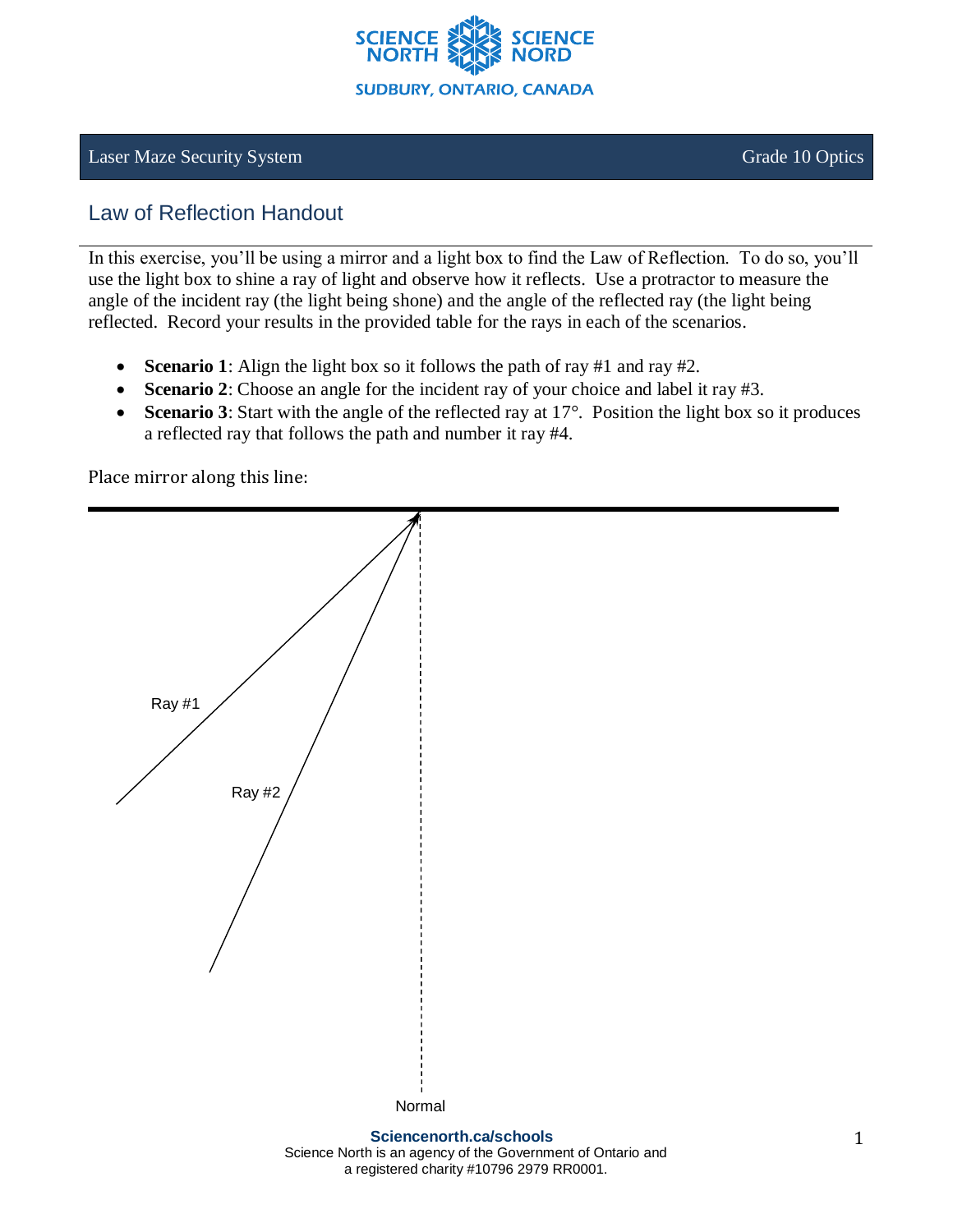Laser Maze Security System | Grade 10 Optics

## Law of Reflection Handout

In this exercise, you'll be using a mirror and a light box to find the Law of Reflection. To do so, you'll use the light box to shine a ray of light and observe how it reflects. Use a protractor to measure the angle of the incident ray (the light being shone) and the angle of the reflected ray (the light being reflected. Record your results in the provided table for the rays in each of the scenarios.

- **Scenario 1**: Align the light box so it follows the path of ray #1 and ray #2.
- **Scenario 2**: Choose an angle for the incident ray of your choice and label it ray #3.
- **Scenario 3**: Start with the angle of the reflected ray at 17°. Position the light box so it produces a reflected ray that follows the path and number it ray #4.

Place mirror along this line:

Ray #1

Ray #2

Normal

**Sciencenorth.ca/schools**
Science North is an agency of the Government of Ontario and a registered charity #10796 2979 RR0001.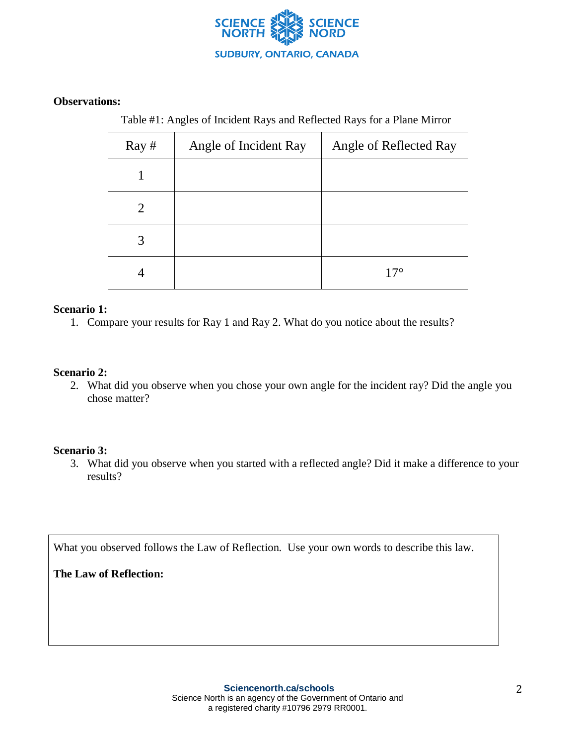**Observations:**

Table #1: Angles of Incident Rays and Reflected Rays for a Plane Mirror

| Ray # | Angle of Incident Ray | Angle of Reflected Ray |
|---|---|---|
| 1 | | |
| 2 | | |
| 3 | | |
| 4 | | 17° |

**Scenario 1:**

1. Compare your results for Ray 1 and Ray 2. What do you notice about the results?

**Scenario 2:**

2. What did you observe when you chose your own angle for the incident ray? Did the angle you chose matter?

**Scenario 3:**

3. What did you observe when you started with a reflected angle? Did it make a difference to your results?

What you observed follows the Law of Reflection. Use your own words to describe this law.

**The Law of Reflection:**